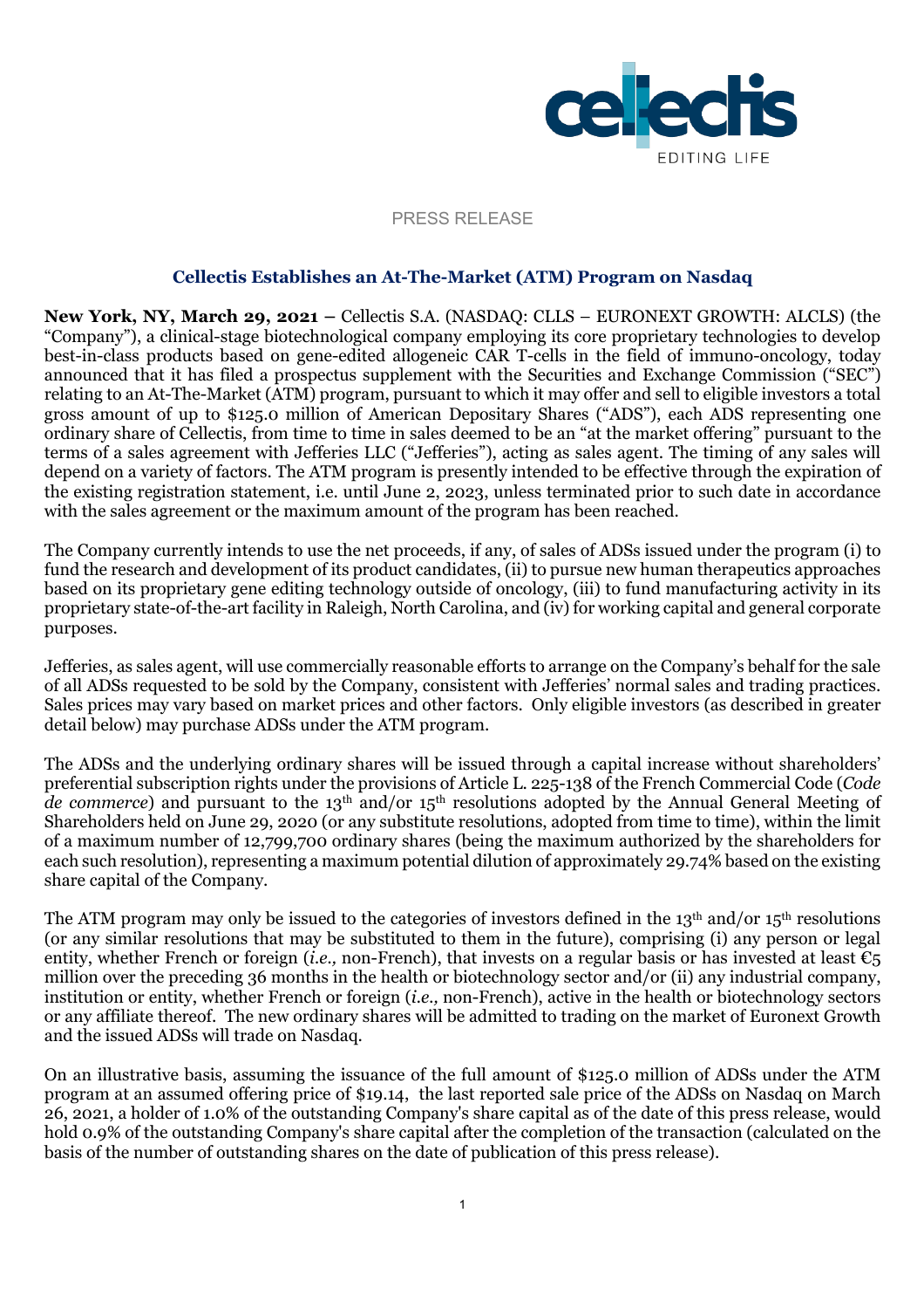PRESS RELEASE

## Cellectis Establishes an At-The-Market (ATM) Program on Nasdaq

**New York, NY, March 29, 2021 –** Cellectis S.A. (NASDAQ: CLLS – EURONEXT GROWTH: ALCLS) (the "Company"), a clinical-stage biotechnological company employing its core proprietary technologies to develop best-in-class products based on gene-edited allogeneic CAR T-cells in the field of immuno-oncology, today announced that it has filed a prospectus supplement with the Securities and Exchange Commission ("SEC") relating to an At-The-Market (ATM) program, pursuant to which it may offer and sell to eligible investors a total gross amount of up to $125.0 million of American Depositary Shares ("ADS"), each ADS representing one ordinary share of Cellectis, from time to time in sales deemed to be an "at the market offering" pursuant to the terms of a sales agreement with Jefferies LLC ("Jefferies"), acting as sales agent. The timing of any sales will depend on a variety of factors. The ATM program is presently intended to be effective through the expiration of the existing registration statement, i.e. until June 2, 2023, unless terminated prior to such date in accordance with the sales agreement or the maximum amount of the program has been reached.

The Company currently intends to use the net proceeds, if any, of sales of ADSs issued under the program (i) to fund the research and development of its product candidates, (ii) to pursue new human therapeutics approaches based on its proprietary gene editing technology outside of oncology, (iii) to fund manufacturing activity in its proprietary state-of-the-art facility in Raleigh, North Carolina, and (iv) for working capital and general corporate purposes.

Jefferies, as sales agent, will use commercially reasonable efforts to arrange on the Company's behalf for the sale of all ADSs requested to be sold by the Company, consistent with Jefferies' normal sales and trading practices. Sales prices may vary based on market prices and other factors. Only eligible investors (as described in greater detail below) may purchase ADSs under the ATM program.

The ADSs and the underlying ordinary shares will be issued through a capital increase without shareholders' preferential subscription rights under the provisions of Article L. 225-138 of the French Commercial Code (*Code de commerce*) and pursuant to the 13th and/or 15th resolutions adopted by the Annual General Meeting of Shareholders held on June 29, 2020 (or any substitute resolutions, adopted from time to time), within the limit of a maximum number of 12,799,700 ordinary shares (being the maximum authorized by the shareholders for each such resolution), representing a maximum potential dilution of approximately 29.74% based on the existing share capital of the Company.

The ATM program may only be issued to the categories of investors defined in the 13th and/or 15th resolutions (or any similar resolutions that may be substituted to them in the future), comprising (i) any person or legal entity, whether French or foreign (*i.e.,* non-French), that invests on a regular basis or has invested at least €5 million over the preceding 36 months in the health or biotechnology sector and/or (ii) any industrial company, institution or entity, whether French or foreign (*i.e.,* non-French), active in the health or biotechnology sectors or any affiliate thereof. The new ordinary shares will be admitted to trading on the market of Euronext Growth and the issued ADSs will trade on Nasdaq.

On an illustrative basis, assuming the issuance of the full amount of $125.0 million of ADSs under the ATM program at an assumed offering price of $19.14, the last reported sale price of the ADSs on Nasdaq on March 26, 2021, a holder of 1.0% of the outstanding Company's share capital as of the date of this press release, would hold 0.9% of the outstanding Company's share capital after the completion of the transaction (calculated on the basis of the number of outstanding shares on the date of publication of this press release).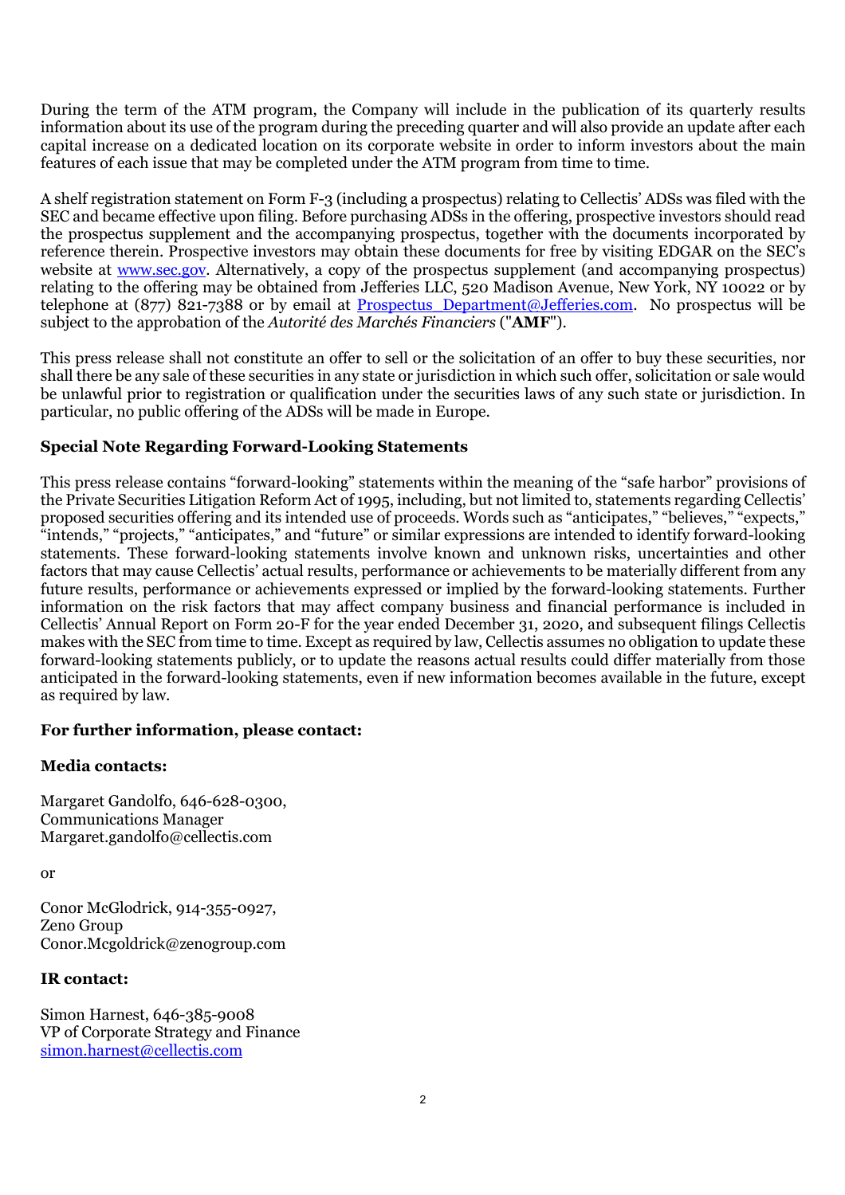During the term of the ATM program, the Company will include in the publication of its quarterly results information about its use of the program during the preceding quarter and will also provide an update after each capital increase on a dedicated location on its corporate website in order to inform investors about the main features of each issue that may be completed under the ATM program from time to time.

A shelf registration statement on Form F-3 (including a prospectus) relating to Cellectis' ADSs was filed with the SEC and became effective upon filing. Before purchasing ADSs in the offering, prospective investors should read the prospectus supplement and the accompanying prospectus, together with the documents incorporated by reference therein. Prospective investors may obtain these documents for free by visiting EDGAR on the SEC's website at [www.sec.gov](http://www.sec.gov). Alternatively, a copy of the prospectus supplement (and accompanying prospectus) relating to the offering may be obtained from Jefferies LLC, 520 Madison Avenue, New York, NY 10022 or by telephone at (877) 821-7388 or by email at [Prospectus_Department@Jefferies.com](mailto:Prospectus_Department@Jefferies.com). No prospectus will be subject to the approbation of the *Autorité des Marchés Financiers* ("**AMF**").

This press release shall not constitute an offer to sell or the solicitation of an offer to buy these securities, nor shall there be any sale of these securities in any state or jurisdiction in which such offer, solicitation or sale would be unlawful prior to registration or qualification under the securities laws of any such state or jurisdiction. In particular, no public offering of the ADSs will be made in Europe.

**Special Note Regarding Forward-Looking Statements**

This press release contains "forward-looking" statements within the meaning of the "safe harbor" provisions of the Private Securities Litigation Reform Act of 1995, including, but not limited to, statements regarding Cellectis' proposed securities offering and its intended use of proceeds. Words such as "anticipates," "believes," "expects," "intends," "projects," "anticipates," and "future" or similar expressions are intended to identify forward-looking statements. These forward-looking statements involve known and unknown risks, uncertainties and other factors that may cause Cellectis' actual results, performance or achievements to be materially different from any future results, performance or achievements expressed or implied by the forward-looking statements. Further information on the risk factors that may affect company business and financial performance is included in Cellectis' Annual Report on Form 20-F for the year ended December 31, 2020, and subsequent filings Cellectis makes with the SEC from time to time. Except as required by law, Cellectis assumes no obligation to update these forward-looking statements publicly, or to update the reasons actual results could differ materially from those anticipated in the forward-looking statements, even if new information becomes available in the future, except as required by law.

**For further information, please contact:**

**Media contacts:**

Margaret Gandolfo, 646-628-0300,
Communications Manager
Margaret.gandolfo@cellectis.com

or

Conor McGlodrick, 914-355-0927,
Zeno Group
Conor.Mcgoldrick@zenogroup.com

**IR contact:**

Simon Harnest, 646-385-9008
VP of Corporate Strategy and Finance
[simon.harnest@cellectis.com](mailto:simon.harnest@cellectis.com)